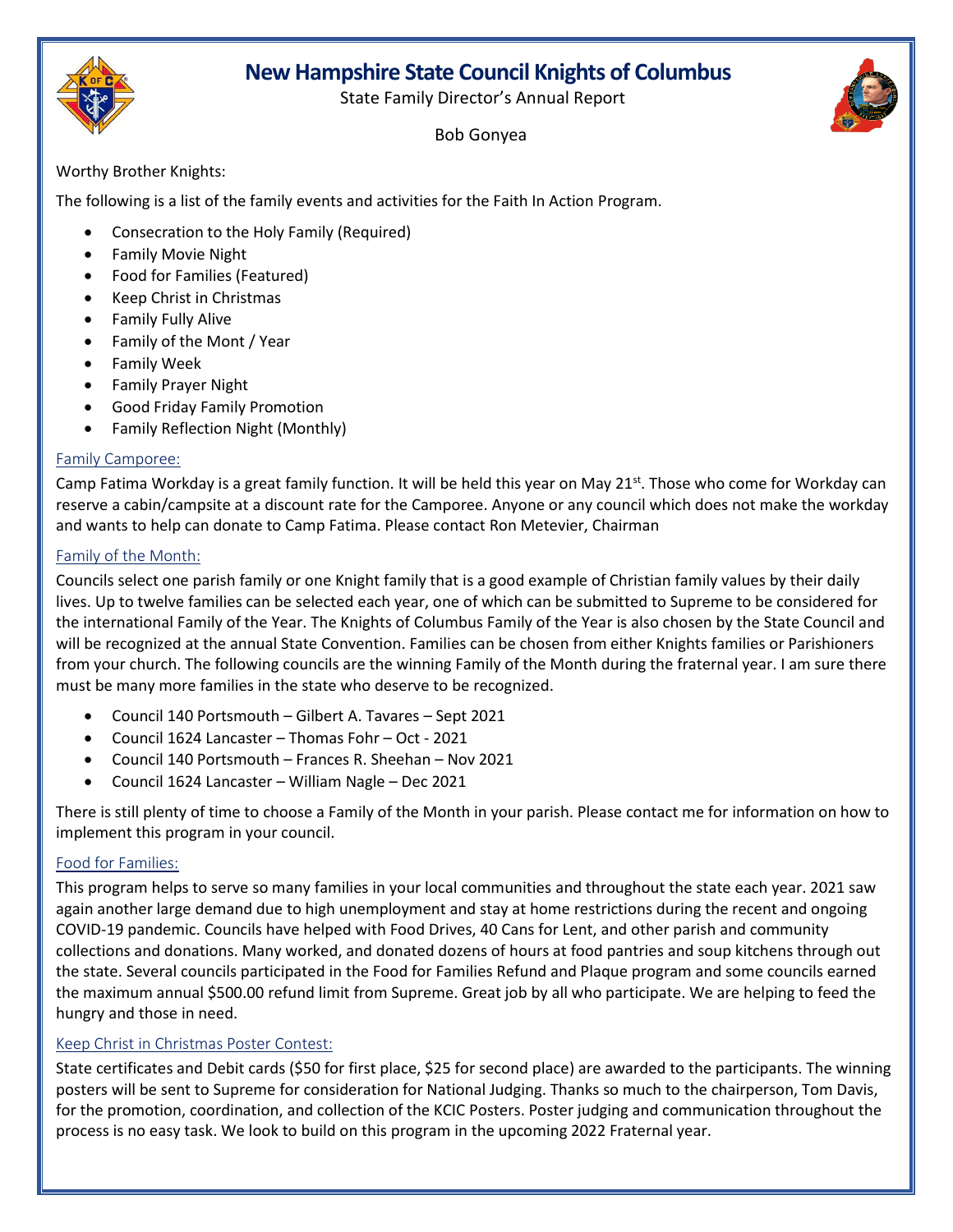# New Hampshire State Council Knights of Columbus

State Family Director's Annual Report

Bob Gonyea

Worthy Brother Knights:

The following is a list of the family events and activities for the Faith In Action Program.

- Consecration to the Holy Family (Required)
- Family Movie Night
- Food for Families (Featured)
- Keep Christ in Christmas
- Family Fully Alive
- Family of the Mont / Year
- Family Week
- Family Prayer Night
- Good Friday Family Promotion
- Family Reflection Night (Monthly)

## Family Camporee:

Camp Fatima Workday is a great family function. It will be held this year on May 21st. Those who come for Workday can reserve a cabin/campsite at a discount rate for the Camporee. Anyone or any council which does not make the workday and wants to help can donate to Camp Fatima. Please contact Ron Metevier, Chairman

## Family of the Month:

Councils select one parish family or one Knight family that is a good example of Christian family values by their daily lives. Up to twelve families can be selected each year, one of which can be submitted to Supreme to be considered for the international Family of the Year. The Knights of Columbus Family of the Year is also chosen by the State Council and will be recognized at the annual State Convention. Families can be chosen from either Knights families or Parishioners from your church. The following councils are the winning Family of the Month during the fraternal year. I am sure there must be many more families in the state who deserve to be recognized.

- Council 140 Portsmouth – Gilbert A. Tavares – Sept 2021
- Council 1624 Lancaster – Thomas Fohr – Oct - 2021
- Council 140 Portsmouth – Frances R. Sheehan – Nov 2021
- Council 1624 Lancaster – William Nagle – Dec 2021

There is still plenty of time to choose a Family of the Month in your parish. Please contact me for information on how to implement this program in your council.

## Food for Families:

This program helps to serve so many families in your local communities and throughout the state each year. 2021 saw again another large demand due to high unemployment and stay at home restrictions during the recent and ongoing COVID-19 pandemic. Councils have helped with Food Drives, 40 Cans for Lent, and other parish and community collections and donations. Many worked, and donated dozens of hours at food pantries and soup kitchens through out the state. Several councils participated in the Food for Families Refund and Plaque program and some councils earned the maximum annual $500.00 refund limit from Supreme. Great job by all who participate. We are helping to feed the hungry and those in need.

## Keep Christ in Christmas Poster Contest:

State certificates and Debit cards ($50 for first place, $25 for second place) are awarded to the participants. The winning posters will be sent to Supreme for consideration for National Judging. Thanks so much to the chairperson, Tom Davis, for the promotion, coordination, and collection of the KCIC Posters. Poster judging and communication throughout the process is no easy task. We look to build on this program in the upcoming 2022 Fraternal year.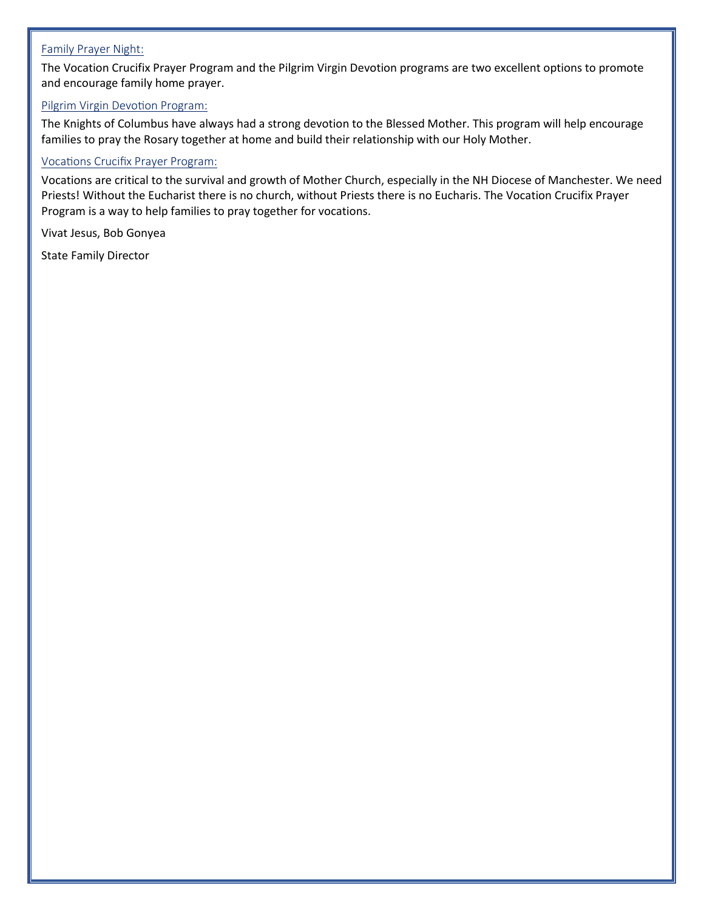## Family Prayer Night:

The Vocation Crucifix Prayer Program and the Pilgrim Virgin Devotion programs are two excellent options to promote and encourage family home prayer.

## Pilgrim Virgin Devotion Program:

The Knights of Columbus have always had a strong devotion to the Blessed Mother. This program will help encourage families to pray the Rosary together at home and build their relationship with our Holy Mother.

## Vocations Crucifix Prayer Program:

Vocations are critical to the survival and growth of Mother Church, especially in the NH Diocese of Manchester. We need Priests! Without the Eucharist there is no church, without Priests there is no Eucharis. The Vocation Crucifix Prayer Program is a way to help families to pray together for vocations.

Vivat Jesus, Bob Gonyea

State Family Director